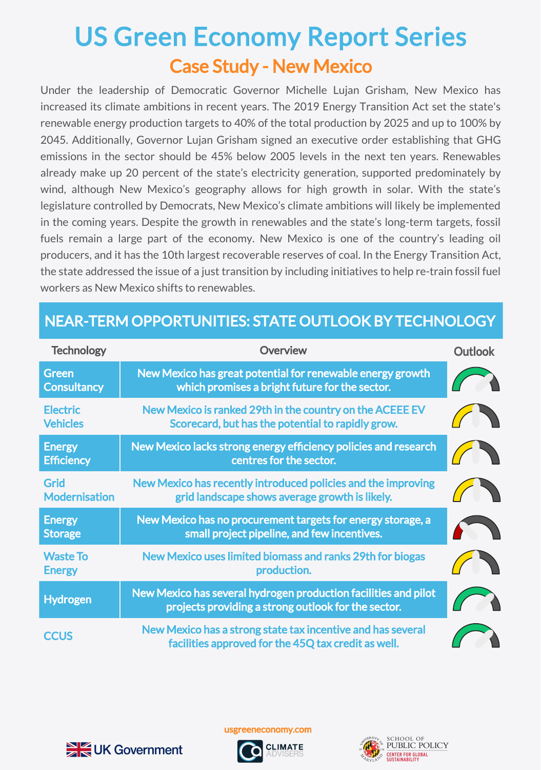# US Green Economy Report Series

## Case Study - New Mexico

Under the leadership of Democratic Governor Michelle Lujan Grisham, New Mexico has increased its climate ambitions in recent years. The 2019 Energy Transition Act set the state's renewable energy production targets to 40% of the total production by 2025 and up to 100% by 2045. Additionally, Governor Lujan Grisham signed an executive order establishing that GHG emissions in the sector should be 45% below 2005 levels in the next ten years. Renewables already make up 20 percent of the state's electricity generation, supported predominately by wind, although New Mexico's geography allows for high growth in solar. With the state's legislature controlled by Democrats, New Mexico's climate ambitions will likely be implemented in the coming years. Despite the growth in renewables and the state's long-term targets, fossil fuels remain a large part of the economy. New Mexico is one of the country's leading oil producers, and it has the 10th largest recoverable reserves of coal. In the Energy Transition Act, the state addressed the issue of a just transition by including initiatives to help re-train fossil fuel workers as New Mexico shifts to renewables.

## NEAR-TERM OPPORTUNITIES: STATE OUTLOOK BY TECHNOLOGY

| Technology | Overview | Outlook |
|---|---|---|
| Green Consultancy | New Mexico has great potential for renewable energy growth which promises a bright future for the sector. | |
| Electric Vehicles | New Mexico is ranked 29th in the country on the ACEEE EV Scorecard, but has the potential to rapidly grow. | |
| Energy Efficiency | New Mexico lacks strong energy efficiency policies and research centres for the sector. | |
| Grid Modernisation | New Mexico has recently introduced policies and the improving grid landscape shows average growth is likely. | |
| Energy Storage | New Mexico has no procurement targets for energy storage, a small project pipeline, and few incentives. | |
| Waste To Energy | New Mexico uses limited biomass and ranks 29th for biogas production. | |
| Hydrogen | New Mexico has several hydrogen production facilities and pilot projects providing a strong outlook for the sector. | |
| CCUS | New Mexico has a strong state tax incentive and has several facilities approved for the 45Q tax credit as well. | |

usgreeneconomy.com

UK Government

CLIMATE ADVISERS

SCHOOL OF PUBLIC POLICY
CENTER FOR GLOBAL SUSTAINABILITY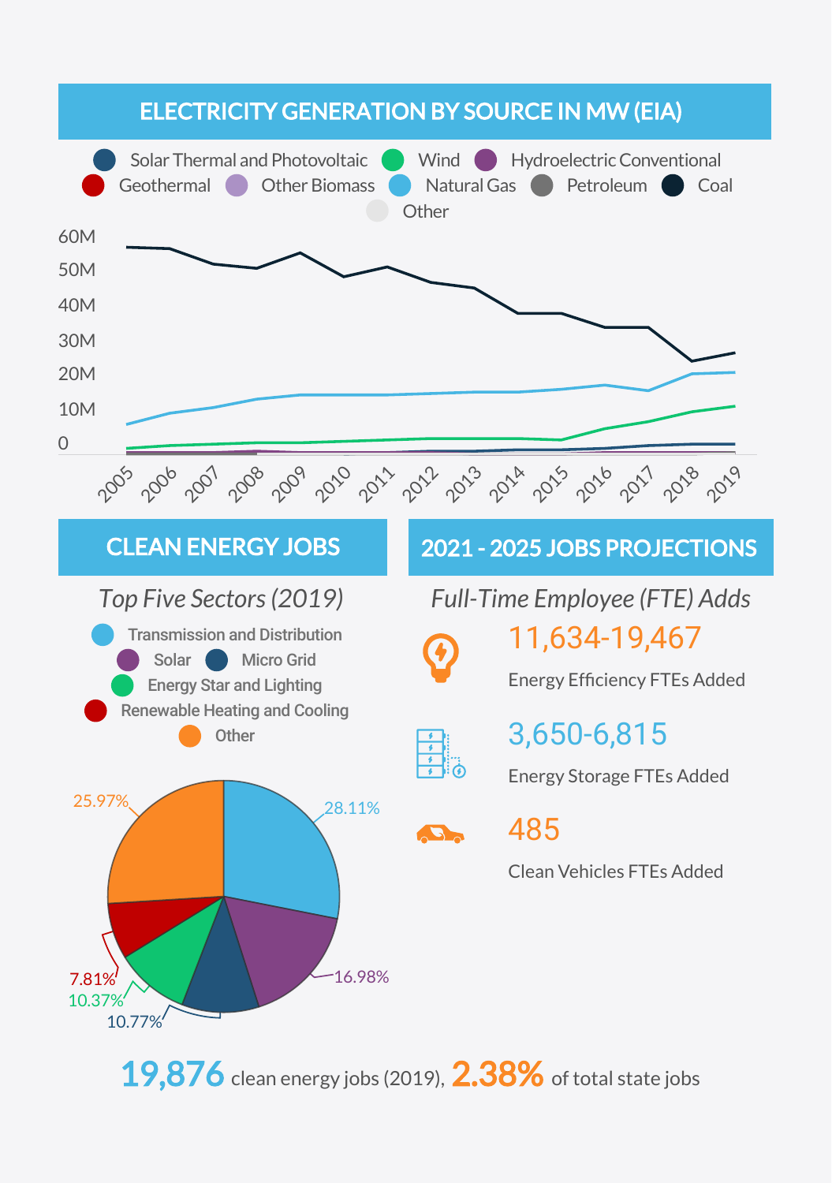## ELECTRICITY GENERATION BY SOURCE IN MW (EIA)

Solar Thermal and Photovoltaic
Wind
Hydroelectric Conventional
Geothermal
Other Biomass
Natural Gas
Petroleum
Coal
Other

60M
50M
40M
30M
20M
10M
0

2005 2006 2007 2008 2009 2010 2011 2012 2013 2014 2015 2016 2017 2018 2019

## CLEAN ENERGY JOBS

*Top Five Sectors (2019)*

Transmission and Distribution
Solar
Micro Grid
Energy Star and Lighting
Renewable Heating and Cooling
Other

25.97%
28.11%
16.98%
10.77%
10.37%
7.81%

## 2021 - 2025 JOBS PROJECTIONS

*Full-Time Employee (FTE) Adds*

**11,634-19,467**

Energy Efficiency FTEs Added

**3,650-6,815**

Energy Storage FTEs Added

**485**

Clean Vehicles FTEs Added

**19,876** clean energy jobs (2019), **2.38%** of total state jobs